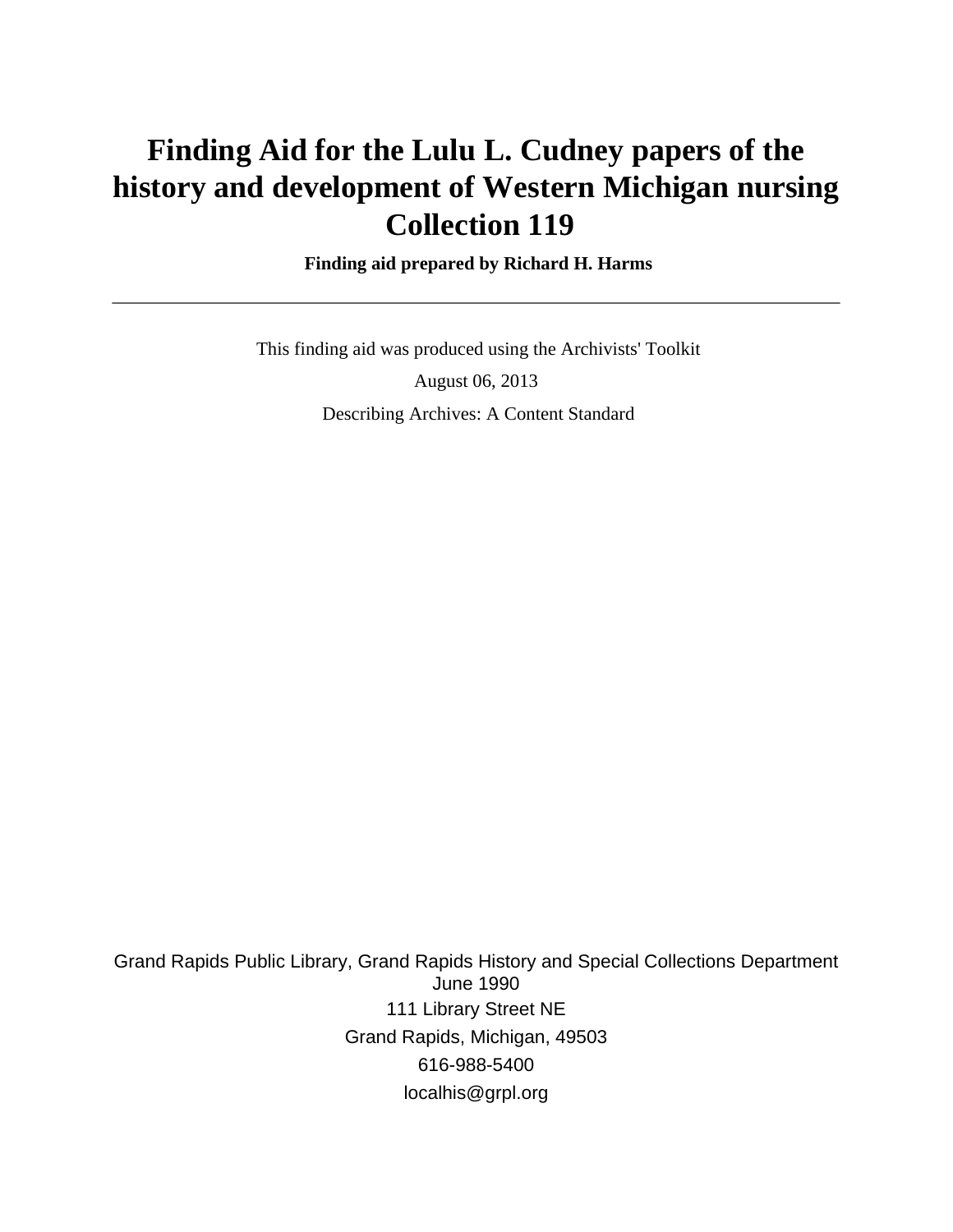# Finding Aid for the Lulu L. Cudney papers of the history and development of Western Michigan nursing Collection 119

**Finding aid prepared by Richard H. Harms**

---

This finding aid was produced using the Archivists' Toolkit

August 06, 2013

Describing Archives: A Content Standard

Grand Rapids Public Library, Grand Rapids History and Special Collections Department
June 1990
111 Library Street NE
Grand Rapids, Michigan, 49503
616-988-5400
localhis@grpl.org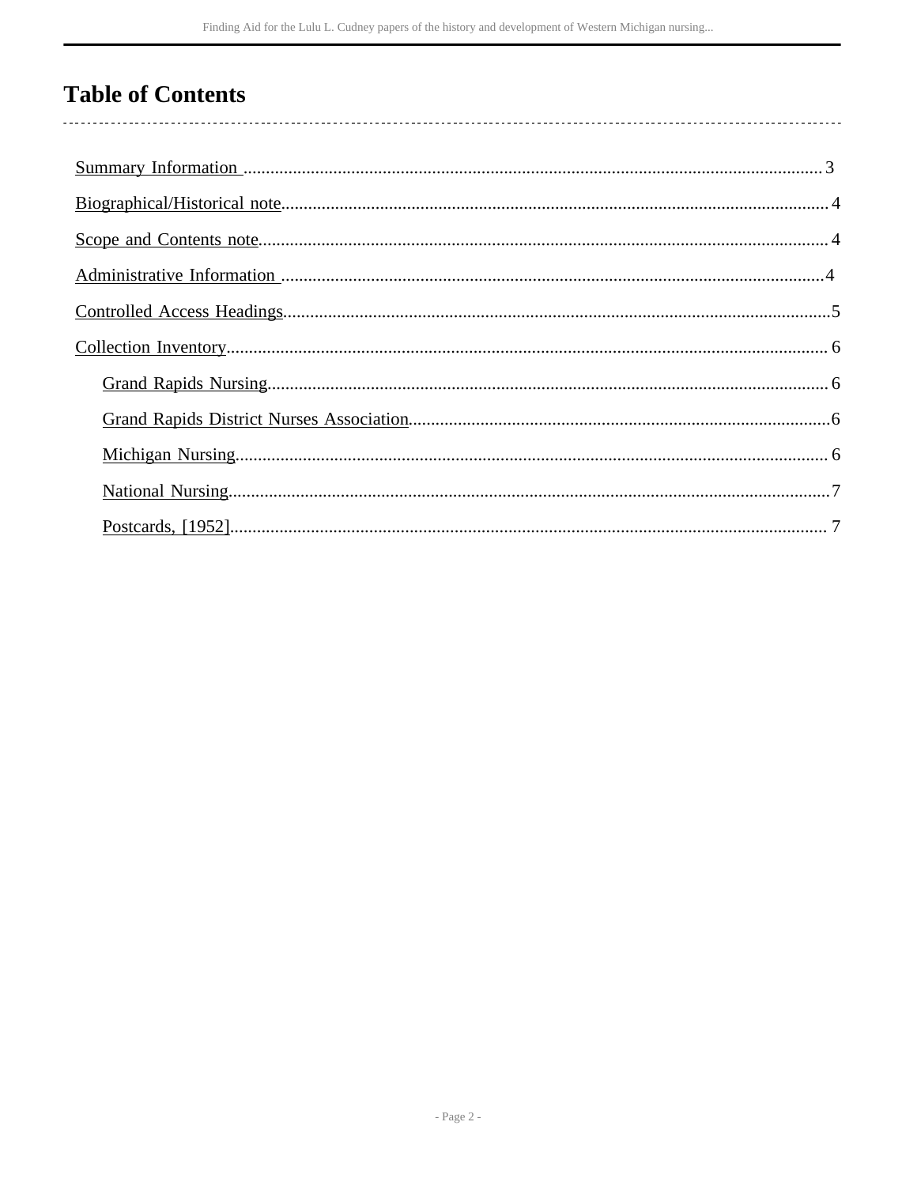# Table of Contents

- Summary Information ..... 3
- Biographical/Historical note ..... 4
- Scope and Contents note ..... 4
- Administrative Information ..... 4
- Controlled Access Headings ..... 5
- Collection Inventory ..... 6
    - Grand Rapids Nursing ..... 6
    - Grand Rapids District Nurses Association ..... 6
    - Michigan Nursing ..... 6
    - National Nursing ..... 7
    - Postcards, [1952] ..... 7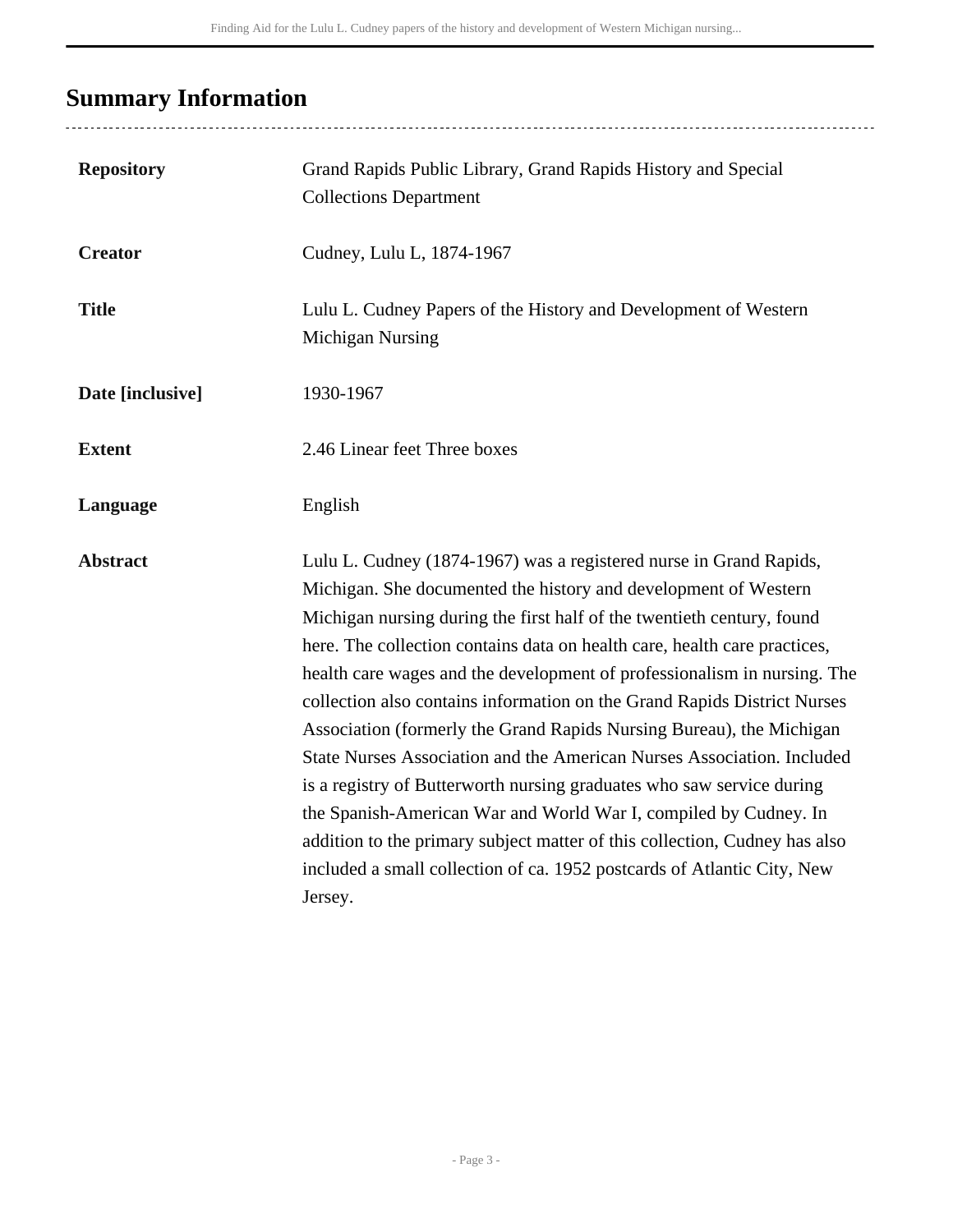## Summary Information

| | |
|---|---|
| **Repository** | Grand Rapids Public Library, Grand Rapids History and Special Collections Department |
| **Creator** | Cudney, Lulu L, 1874-1967 |
| **Title** | Lulu L. Cudney Papers of the History and Development of Western Michigan Nursing |
| **Date [inclusive]** | 1930-1967 |
| **Extent** | 2.46 Linear feet Three boxes |
| **Language** | English |
| **Abstract** | Lulu L. Cudney (1874-1967) was a registered nurse in Grand Rapids, Michigan. She documented the history and development of Western Michigan nursing during the first half of the twentieth century, found here. The collection contains data on health care, health care practices, health care wages and the development of professionalism in nursing. The collection also contains information on the Grand Rapids District Nurses Association (formerly the Grand Rapids Nursing Bureau), the Michigan State Nurses Association and the American Nurses Association. Included is a registry of Butterworth nursing graduates who saw service during the Spanish-American War and World War I, compiled by Cudney. In addition to the primary subject matter of this collection, Cudney has also included a small collection of ca. 1952 postcards of Atlantic City, New Jersey. |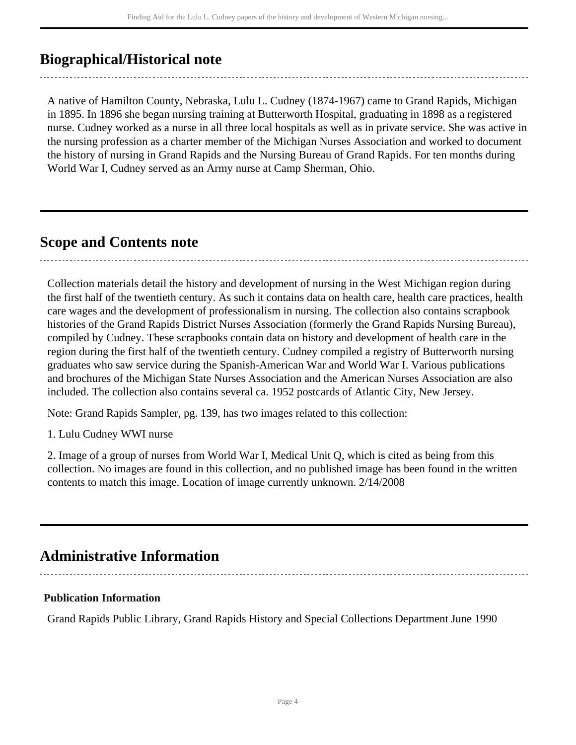## Biographical/Historical note

A native of Hamilton County, Nebraska, Lulu L. Cudney (1874-1967) came to Grand Rapids, Michigan in 1895. In 1896 she began nursing training at Butterworth Hospital, graduating in 1898 as a registered nurse. Cudney worked as a nurse in all three local hospitals as well as in private service. She was active in the nursing profession as a charter member of the Michigan Nurses Association and worked to document the history of nursing in Grand Rapids and the Nursing Bureau of Grand Rapids. For ten months during World War I, Cudney served as an Army nurse at Camp Sherman, Ohio.

## Scope and Contents note

Collection materials detail the history and development of nursing in the West Michigan region during the first half of the twentieth century. As such it contains data on health care, health care practices, health care wages and the development of professionalism in nursing. The collection also contains scrapbook histories of the Grand Rapids District Nurses Association (formerly the Grand Rapids Nursing Bureau), compiled by Cudney. These scrapbooks contain data on history and development of health care in the region during the first half of the twentieth century. Cudney compiled a registry of Butterworth nursing graduates who saw service during the Spanish-American War and World War I. Various publications and brochures of the Michigan State Nurses Association and the American Nurses Association are also included. The collection also contains several ca. 1952 postcards of Atlantic City, New Jersey.

Note: Grand Rapids Sampler, pg. 139, has two images related to this collection:

1. Lulu Cudney WWI nurse

2. Image of a group of nurses from World War I, Medical Unit Q, which is cited as being from this collection. No images are found in this collection, and no published image has been found in the written contents to match this image. Location of image currently unknown. 2/14/2008

## Administrative Information

### Publication Information

Grand Rapids Public Library, Grand Rapids History and Special Collections Department June 1990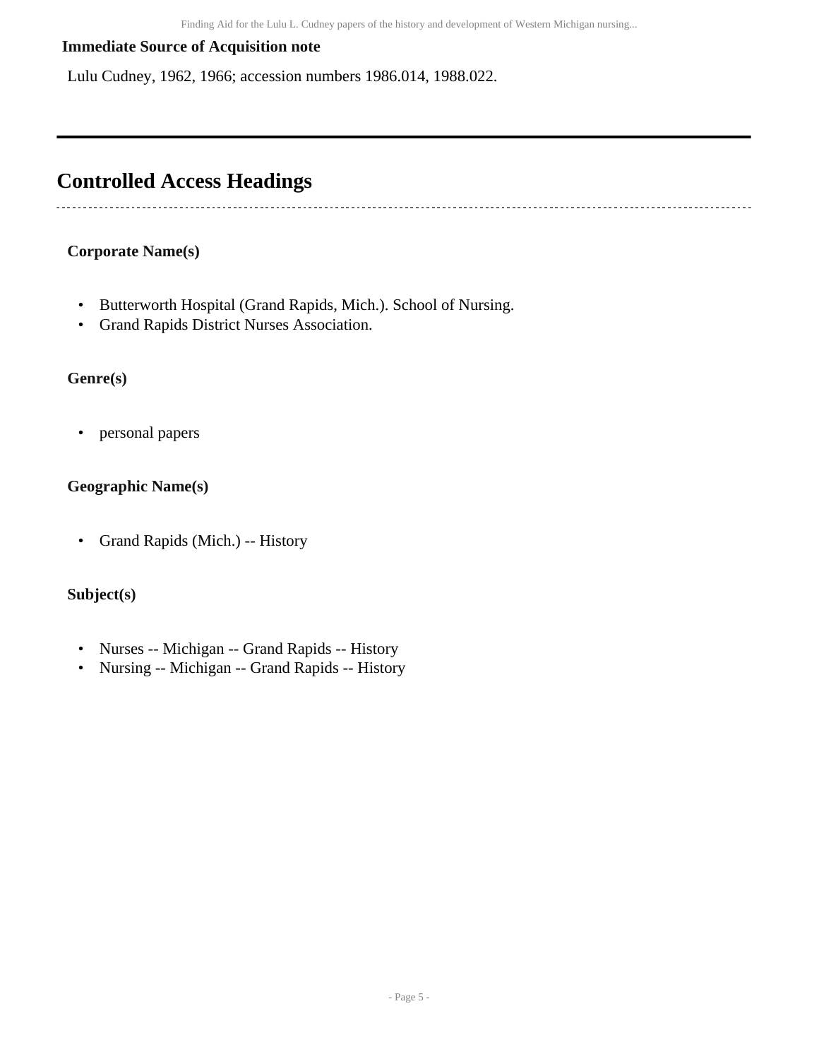**Immediate Source of Acquisition note**

Lulu Cudney, 1962, 1966; accession numbers 1986.014, 1988.022.

---

## Controlled Access Headings

**Corporate Name(s)**

- Butterworth Hospital (Grand Rapids, Mich.). School of Nursing.
- Grand Rapids District Nurses Association.

**Genre(s)**

- personal papers

**Geographic Name(s)**

- Grand Rapids (Mich.) -- History

**Subject(s)**

- Nurses -- Michigan -- Grand Rapids -- History
- Nursing -- Michigan -- Grand Rapids -- History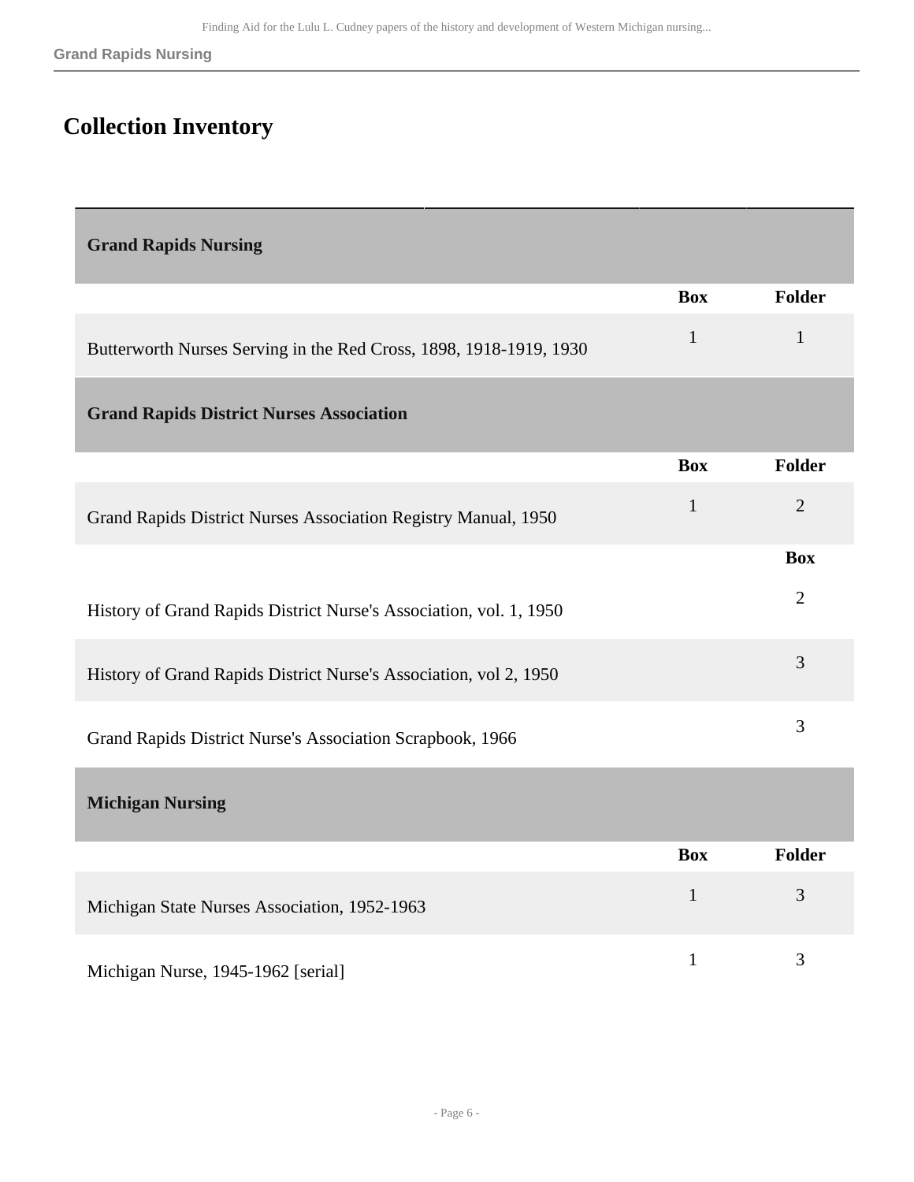# Collection Inventory

## Grand Rapids Nursing

| | Box | Folder |
|---|---|---|
| Butterworth Nurses Serving in the Red Cross, 1898, 1918-1919, 1930 | 1 | 1 |

### Grand Rapids District Nurses Association

| | Box | Folder |
|---|---|---|
| Grand Rapids District Nurses Association Registry Manual, 1950 | 1 | 2 |

| | Box |
|---|---|
| History of Grand Rapids District Nurse's Association, vol. 1, 1950 | 2 |
| History of Grand Rapids District Nurse's Association, vol 2, 1950 | 3 |
| Grand Rapids District Nurse's Association Scrapbook, 1966 | 3 |

## Michigan Nursing

| | Box | Folder |
|---|---|---|
| Michigan State Nurses Association, 1952-1963 | 1 | 3 |
| Michigan Nurse, 1945-1962 [serial] | 1 | 3 |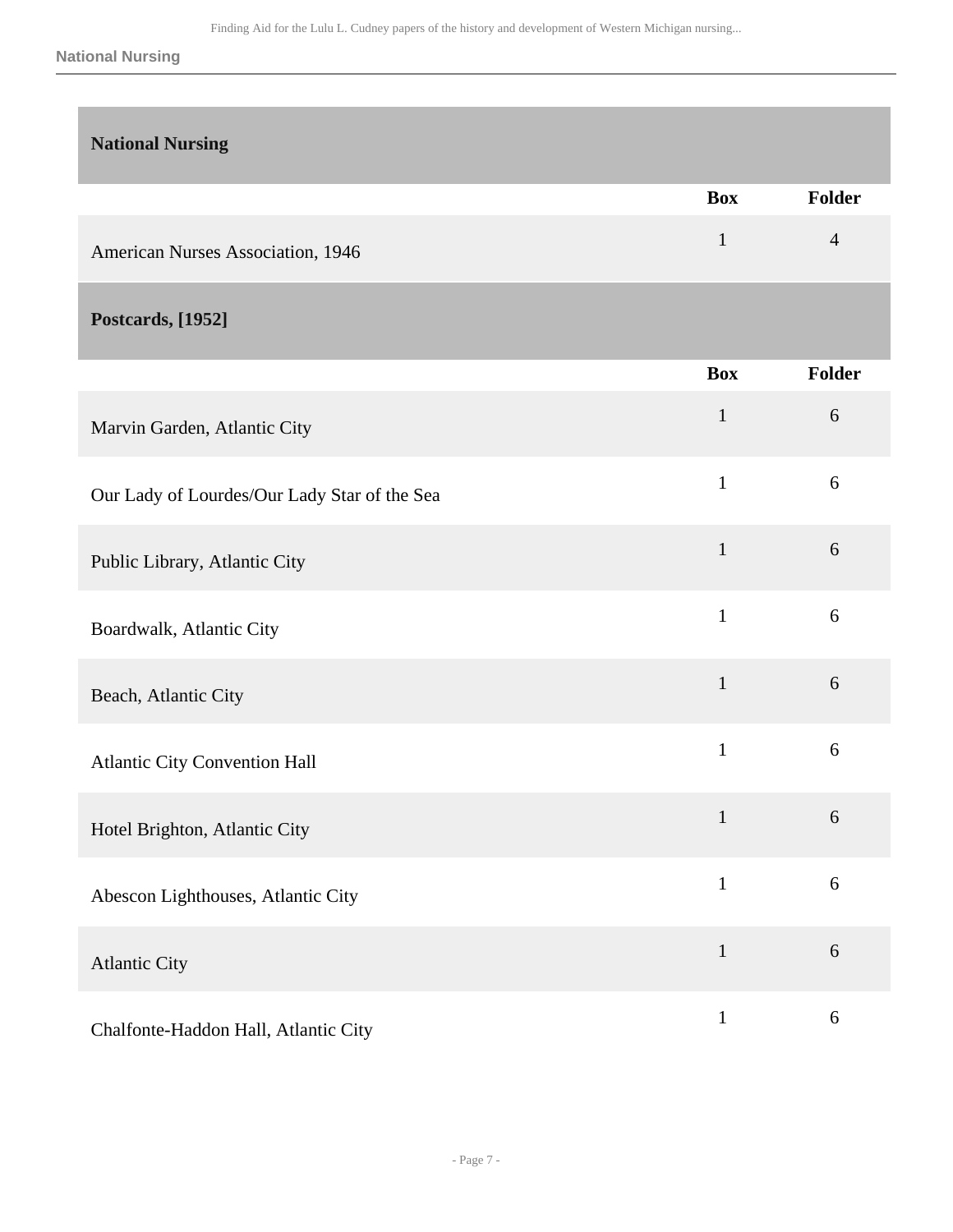## National Nursing

| | Box | Folder |
|---|---|---|
| American Nurses Association, 1946 | 1 | 4 |

## Postcards, [1952]

| | Box | Folder |
|---|---|---|
| Marvin Garden, Atlantic City | 1 | 6 |
| Our Lady of Lourdes/Our Lady Star of the Sea | 1 | 6 |
| Public Library, Atlantic City | 1 | 6 |
| Boardwalk, Atlantic City | 1 | 6 |
| Beach, Atlantic City | 1 | 6 |
| Atlantic City Convention Hall | 1 | 6 |
| Hotel Brighton, Atlantic City | 1 | 6 |
| Abescon Lighthouses, Atlantic City | 1 | 6 |
| Atlantic City | 1 | 6 |
| Chalfonte-Haddon Hall, Atlantic City | 1 | 6 |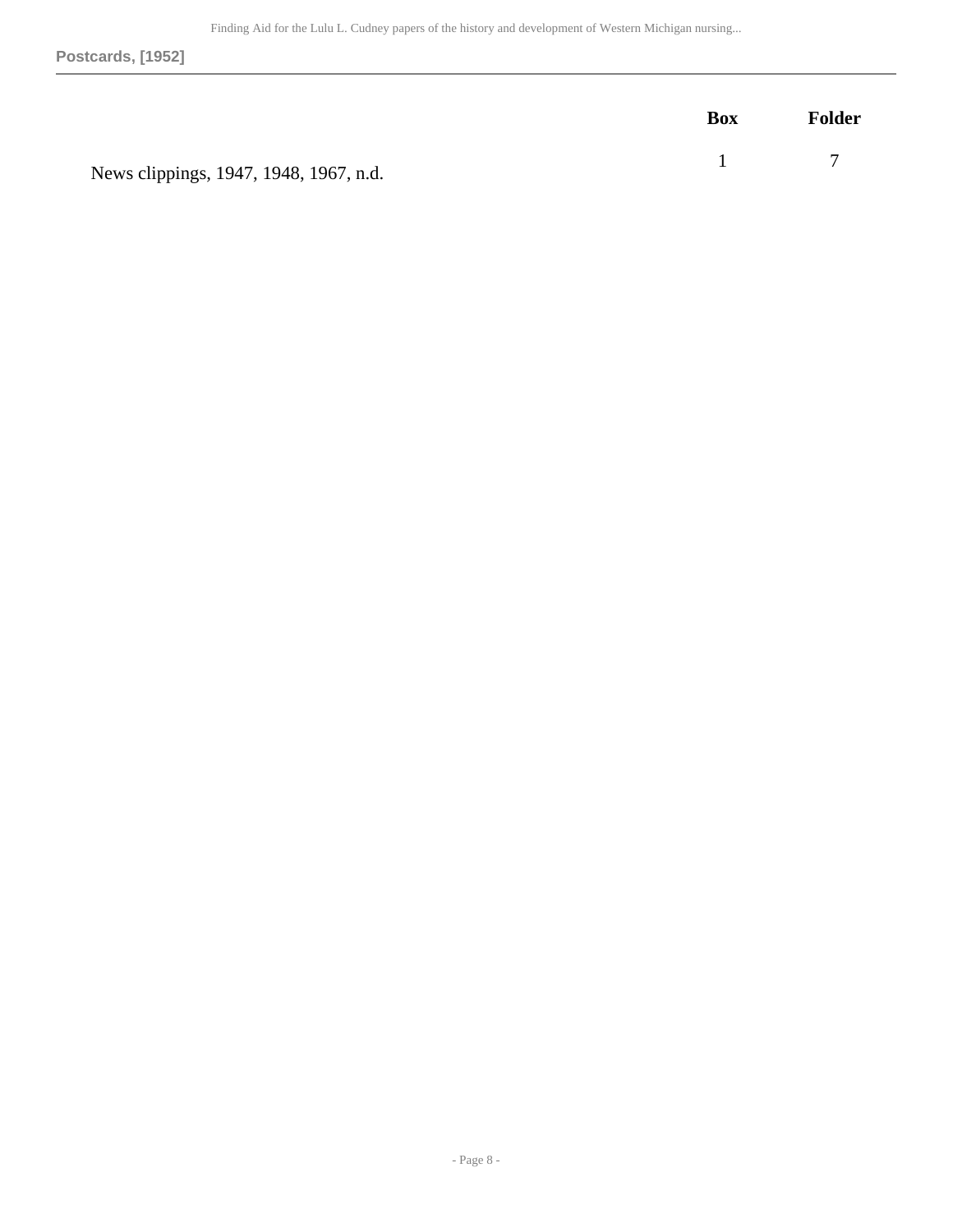| | Box | Folder |
|---|---|---|
| News clippings, 1947, 1948, 1967, n.d. | 1 | 7 |